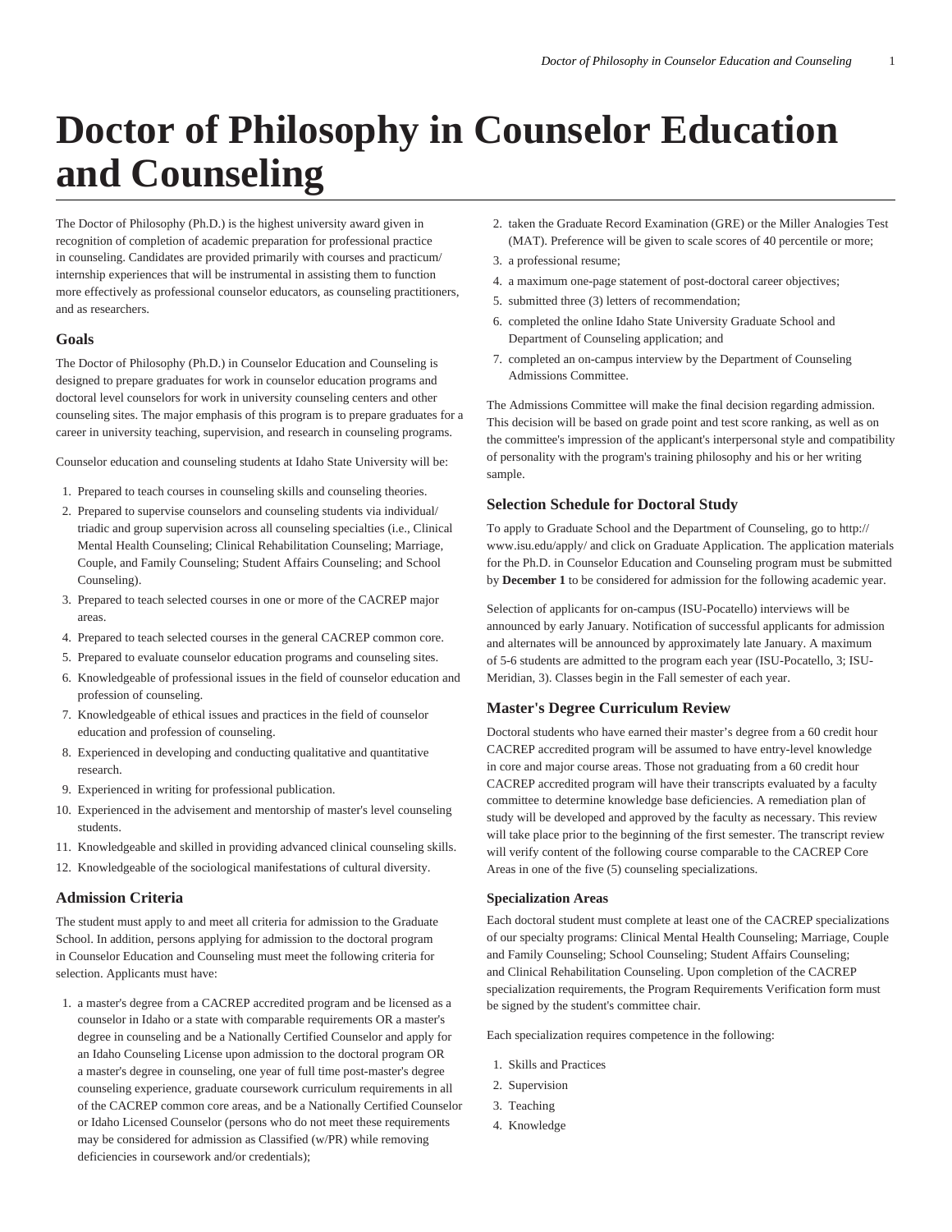# Doctor of Philosophy in Counselor Education and Counseling

The Doctor of Philosophy (Ph.D.) is the highest university award given in recognition of completion of academic preparation for professional practice in counseling. Candidates are provided primarily with courses and practicum/internship experiences that will be instrumental in assisting them to function more effectively as professional counselor educators, as counseling practitioners, and as researchers.

### Goals

The Doctor of Philosophy (Ph.D.) in Counselor Education and Counseling is designed to prepare graduates for work in counselor education programs and doctoral level counselors for work in university counseling centers and other counseling sites. The major emphasis of this program is to prepare graduates for a career in university teaching, supervision, and research in counseling programs.

Counselor education and counseling students at Idaho State University will be:

1. Prepared to teach courses in counseling skills and counseling theories.
2. Prepared to supervise counselors and counseling students via individual/triadic and group supervision across all counseling specialties (i.e., Clinical Mental Health Counseling; Clinical Rehabilitation Counseling; Marriage, Couple, and Family Counseling; Student Affairs Counseling; and School Counseling).
3. Prepared to teach selected courses in one or more of the CACREP major areas.
4. Prepared to teach selected courses in the general CACREP common core.
5. Prepared to evaluate counselor education programs and counseling sites.
6. Knowledgeable of professional issues in the field of counselor education and profession of counseling.
7. Knowledgeable of ethical issues and practices in the field of counselor education and profession of counseling.
8. Experienced in developing and conducting qualitative and quantitative research.
9. Experienced in writing for professional publication.
10. Experienced in the advisement and mentorship of master's level counseling students.
11. Knowledgeable and skilled in providing advanced clinical counseling skills.
12. Knowledgeable of the sociological manifestations of cultural diversity.

### Admission Criteria

The student must apply to and meet all criteria for admission to the Graduate School. In addition, persons applying for admission to the doctoral program in Counselor Education and Counseling must meet the following criteria for selection. Applicants must have:

1. a master's degree from a CACREP accredited program and be licensed as a counselor in Idaho or a state with comparable requirements OR a master's degree in counseling and be a Nationally Certified Counselor and apply for an Idaho Counseling License upon admission to the doctoral program OR a master's degree in counseling, one year of full time post-master's degree counseling experience, graduate coursework curriculum requirements in all of the CACREP common core areas, and be a Nationally Certified Counselor or Idaho Licensed Counselor (persons who do not meet these requirements may be considered for admission as Classified (w/PR) while removing deficiencies in coursework and/or credentials);
2. taken the Graduate Record Examination (GRE) or the Miller Analogies Test (MAT). Preference will be given to scale scores of 40 percentile or more;
3. a professional resume;
4. a maximum one-page statement of post-doctoral career objectives;
5. submitted three (3) letters of recommendation;
6. completed the online Idaho State University Graduate School and Department of Counseling application; and
7. completed an on-campus interview by the Department of Counseling Admissions Committee.

The Admissions Committee will make the final decision regarding admission. This decision will be based on grade point and test score ranking, as well as on the committee's impression of the applicant's interpersonal style and compatibility of personality with the program's training philosophy and his or her writing sample.

### Selection Schedule for Doctoral Study

To apply to Graduate School and the Department of Counseling, go to http://www.isu.edu/apply/ and click on Graduate Application. The application materials for the Ph.D. in Counselor Education and Counseling program must be submitted by **December 1** to be considered for admission for the following academic year.

Selection of applicants for on-campus (ISU-Pocatello) interviews will be announced by early January. Notification of successful applicants for admission and alternates will be announced by approximately late January. A maximum of 5-6 students are admitted to the program each year (ISU-Pocatello, 3; ISU-Meridian, 3). Classes begin in the Fall semester of each year.

### Master's Degree Curriculum Review

Doctoral students who have earned their master's degree from a 60 credit hour CACREP accredited program will be assumed to have entry-level knowledge in core and major course areas. Those not graduating from a 60 credit hour CACREP accredited program will have their transcripts evaluated by a faculty committee to determine knowledge base deficiencies. A remediation plan of study will be developed and approved by the faculty as necessary. This review will take place prior to the beginning of the first semester. The transcript review will verify content of the following course comparable to the CACREP Core Areas in one of the five (5) counseling specializations.

#### Specialization Areas

Each doctoral student must complete at least one of the CACREP specializations of our specialty programs: Clinical Mental Health Counseling; Marriage, Couple and Family Counseling; School Counseling; Student Affairs Counseling; and Clinical Rehabilitation Counseling. Upon completion of the CACREP specialization requirements, the Program Requirements Verification form must be signed by the student's committee chair.

Each specialization requires competence in the following:

1. Skills and Practices
2. Supervision
3. Teaching
4. Knowledge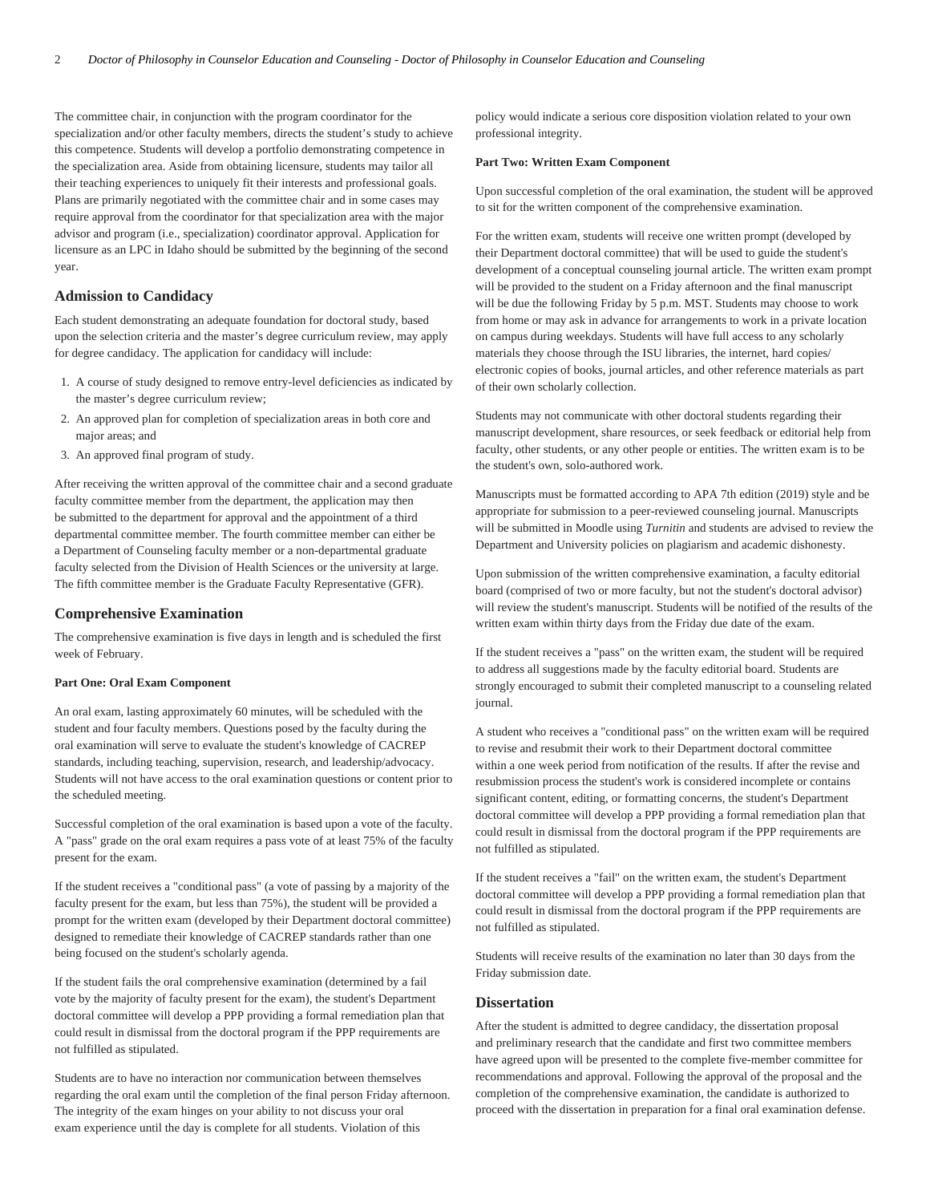The committee chair, in conjunction with the program coordinator for the specialization and/or other faculty members, directs the student's study to achieve this competence. Students will develop a portfolio demonstrating competence in the specialization area. Aside from obtaining licensure, students may tailor all their teaching experiences to uniquely fit their interests and professional goals. Plans are primarily negotiated with the committee chair and in some cases may require approval from the coordinator for that specialization area with the major advisor and program (i.e., specialization) coordinator approval. Application for licensure as an LPC in Idaho should be submitted by the beginning of the second year.

## Admission to Candidacy

Each student demonstrating an adequate foundation for doctoral study, based upon the selection criteria and the master's degree curriculum review, may apply for degree candidacy. The application for candidacy will include:

1. A course of study designed to remove entry-level deficiencies as indicated by the master's degree curriculum review;
2. An approved plan for completion of specialization areas in both core and major areas; and
3. An approved final program of study.

After receiving the written approval of the committee chair and a second graduate faculty committee member from the department, the application may then be submitted to the department for approval and the appointment of a third departmental committee member. The fourth committee member can either be a Department of Counseling faculty member or a non-departmental graduate faculty selected from the Division of Health Sciences or the university at large. The fifth committee member is the Graduate Faculty Representative (GFR).

## Comprehensive Examination

The comprehensive examination is five days in length and is scheduled the first week of February.

#### Part One: Oral Exam Component

An oral exam, lasting approximately 60 minutes, will be scheduled with the student and four faculty members. Questions posed by the faculty during the oral examination will serve to evaluate the student's knowledge of CACREP standards, including teaching, supervision, research, and leadership/advocacy. Students will not have access to the oral examination questions or content prior to the scheduled meeting.

Successful completion of the oral examination is based upon a vote of the faculty. A "pass" grade on the oral exam requires a pass vote of at least 75% of the faculty present for the exam.

If the student receives a "conditional pass" (a vote of passing by a majority of the faculty present for the exam, but less than 75%), the student will be provided a prompt for the written exam (developed by their Department doctoral committee) designed to remediate their knowledge of CACREP standards rather than one being focused on the student's scholarly agenda.

If the student fails the oral comprehensive examination (determined by a fail vote by the majority of faculty present for the exam), the student's Department doctoral committee will develop a PPP providing a formal remediation plan that could result in dismissal from the doctoral program if the PPP requirements are not fulfilled as stipulated.

Students are to have no interaction nor communication between themselves regarding the oral exam until the completion of the final person Friday afternoon. The integrity of the exam hinges on your ability to not discuss your oral exam experience until the day is complete for all students. Violation of this policy would indicate a serious core disposition violation related to your own professional integrity.

#### Part Two: Written Exam Component

Upon successful completion of the oral examination, the student will be approved to sit for the written component of the comprehensive examination.

For the written exam, students will receive one written prompt (developed by their Department doctoral committee) that will be used to guide the student's development of a conceptual counseling journal article. The written exam prompt will be provided to the student on a Friday afternoon and the final manuscript will be due the following Friday by 5 p.m. MST. Students may choose to work from home or may ask in advance for arrangements to work in a private location on campus during weekdays. Students will have full access to any scholarly materials they choose through the ISU libraries, the internet, hard copies/electronic copies of books, journal articles, and other reference materials as part of their own scholarly collection.

Students may not communicate with other doctoral students regarding their manuscript development, share resources, or seek feedback or editorial help from faculty, other students, or any other people or entities. The written exam is to be the student's own, solo-authored work.

Manuscripts must be formatted according to APA 7th edition (2019) style and be appropriate for submission to a peer-reviewed counseling journal. Manuscripts will be submitted in Moodle using *Turnitin* and students are advised to review the Department and University policies on plagiarism and academic dishonesty.

Upon submission of the written comprehensive examination, a faculty editorial board (comprised of two or more faculty, but not the student's doctoral advisor) will review the student's manuscript. Students will be notified of the results of the written exam within thirty days from the Friday due date of the exam.

If the student receives a "pass" on the written exam, the student will be required to address all suggestions made by the faculty editorial board. Students are strongly encouraged to submit their completed manuscript to a counseling related journal.

A student who receives a "conditional pass" on the written exam will be required to revise and resubmit their work to their Department doctoral committee within a one week period from notification of the results. If after the revise and resubmission process the student's work is considered incomplete or contains significant content, editing, or formatting concerns, the student's Department doctoral committee will develop a PPP providing a formal remediation plan that could result in dismissal from the doctoral program if the PPP requirements are not fulfilled as stipulated.

If the student receives a "fail" on the written exam, the student's Department doctoral committee will develop a PPP providing a formal remediation plan that could result in dismissal from the doctoral program if the PPP requirements are not fulfilled as stipulated.

Students will receive results of the examination no later than 30 days from the Friday submission date.

## Dissertation

After the student is admitted to degree candidacy, the dissertation proposal and preliminary research that the candidate and first two committee members have agreed upon will be presented to the complete five-member committee for recommendations and approval. Following the approval of the proposal and the completion of the comprehensive examination, the candidate is authorized to proceed with the dissertation in preparation for a final oral examination defense.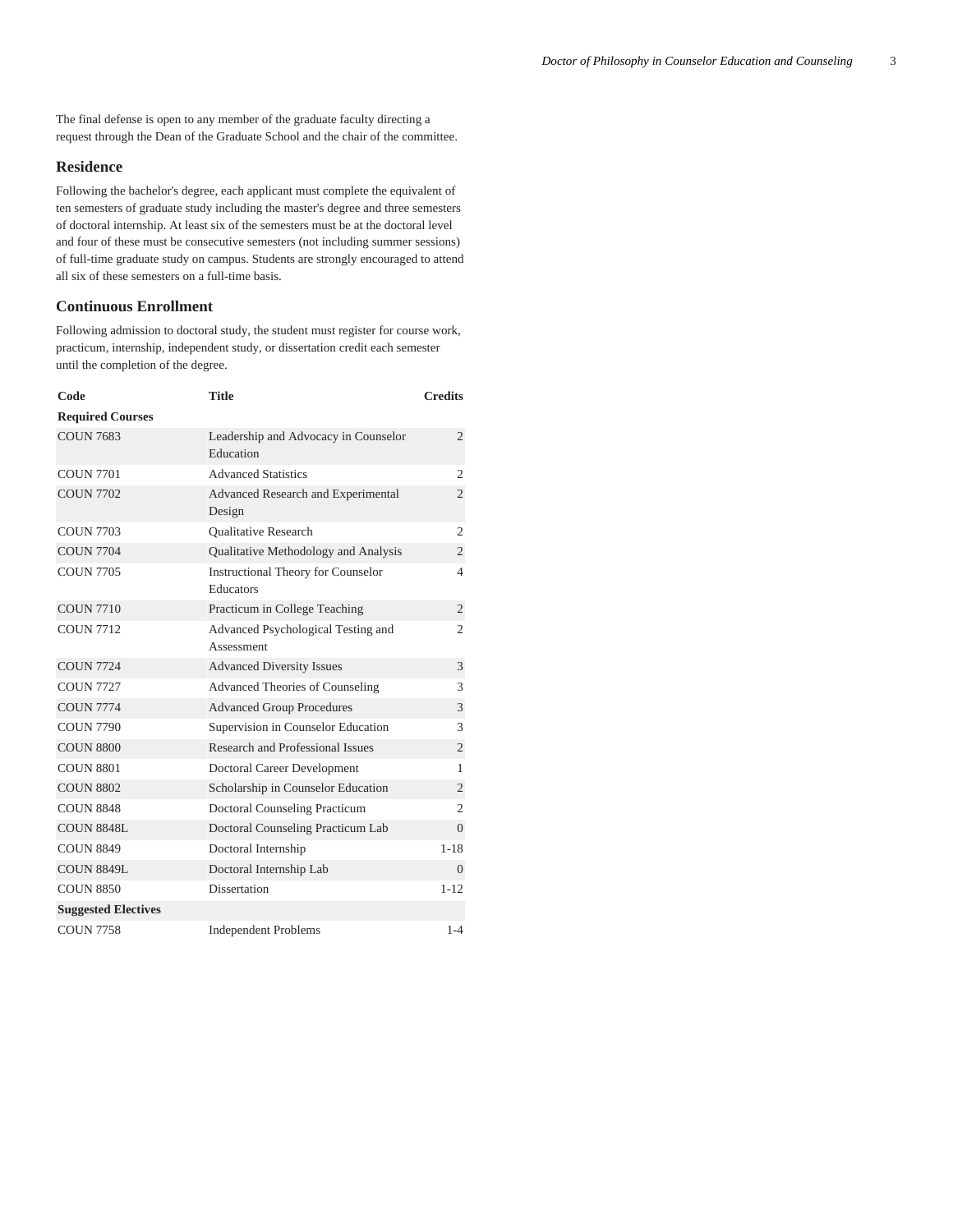The final defense is open to any member of the graduate faculty directing a request through the Dean of the Graduate School and the chair of the committee.

### Residence

Following the bachelor's degree, each applicant must complete the equivalent of ten semesters of graduate study including the master's degree and three semesters of doctoral internship. At least six of the semesters must be at the doctoral level and four of these must be consecutive semesters (not including summer sessions) of full-time graduate study on campus. Students are strongly encouraged to attend all six of these semesters on a full-time basis.

### Continuous Enrollment

Following admission to doctoral study, the student must register for course work, practicum, internship, independent study, or dissertation credit each semester until the completion of the degree.

| Code | Title | Credits |
| --- | --- | --- |
| **Required Courses** | | |
| COUN 7683 | Leadership and Advocacy in Counselor Education | 2 |
| COUN 7701 | Advanced Statistics | 2 |
| COUN 7702 | Advanced Research and Experimental Design | 2 |
| COUN 7703 | Qualitative Research | 2 |
| COUN 7704 | Qualitative Methodology and Analysis | 2 |
| COUN 7705 | Instructional Theory for Counselor Educators | 4 |
| COUN 7710 | Practicum in College Teaching | 2 |
| COUN 7712 | Advanced Psychological Testing and Assessment | 2 |
| COUN 7724 | Advanced Diversity Issues | 3 |
| COUN 7727 | Advanced Theories of Counseling | 3 |
| COUN 7774 | Advanced Group Procedures | 3 |
| COUN 7790 | Supervision in Counselor Education | 3 |
| COUN 8800 | Research and Professional Issues | 2 |
| COUN 8801 | Doctoral Career Development | 1 |
| COUN 8802 | Scholarship in Counselor Education | 2 |
| COUN 8848 | Doctoral Counseling Practicum | 2 |
| COUN 8848L | Doctoral Counseling Practicum Lab | 0 |
| COUN 8849 | Doctoral Internship | 1-18 |
| COUN 8849L | Doctoral Internship Lab | 0 |
| COUN 8850 | Dissertation | 1-12 |
| **Suggested Electives** | | |
| COUN 7758 | Independent Problems | 1-4 |